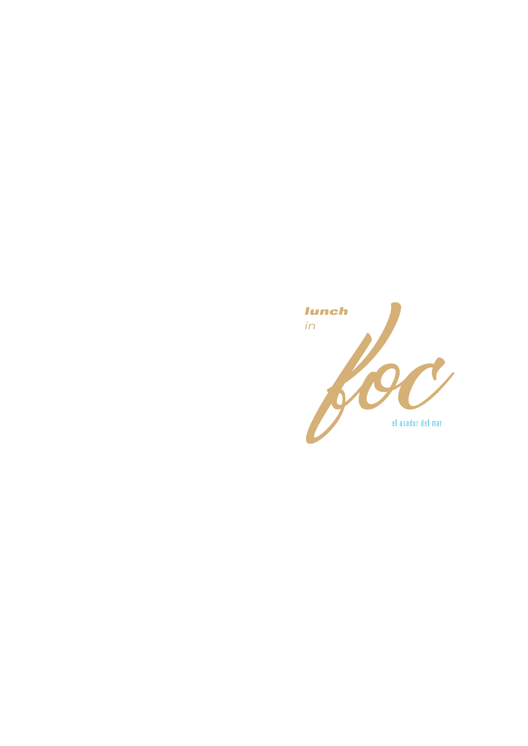***lunch***
*in*

# *foc*

el asador del mar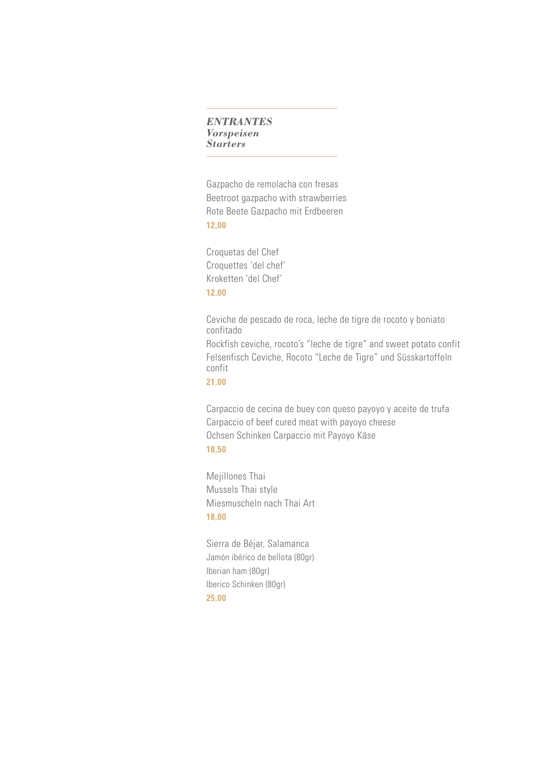## *ENTRANTES*
## *Vorspeisen*
## *Starters*

Gazpacho de remolacha con fresas
Beetroot gazpacho with strawberries
Rote Beete Gazpacho mit Erdbeeren
**12,00**

Croquetas del Chef
Croquettes 'del chef'
Kroketten 'del Chef'
**12,00**

Ceviche de pescado de roca, leche de tigre de rocoto y boniato confitado
Rockfish ceviche, rocoto's "leche de tigre" and sweet potato confit
Felsenfisch Ceviche, Rocoto "Leche de Tigre" und Süsskartoffeln confit
**21,00**

Carpaccio de cecina de buey con queso payoyo y aceite de trufa
Carpaccio of beef cured meat with payoyo cheese
Ochsen Schinken Carpaccio mit Payoyo Käse
**18,50**

Mejillones Thai
Mussels Thai style
Miesmuscheln nach Thai Art
**18,00**

Sierra de Béjar, Salamanca
Jamón ibérico de bellota (80gr)
Iberian ham (80gr)
Iberico Schinken (80gr)
**25,00**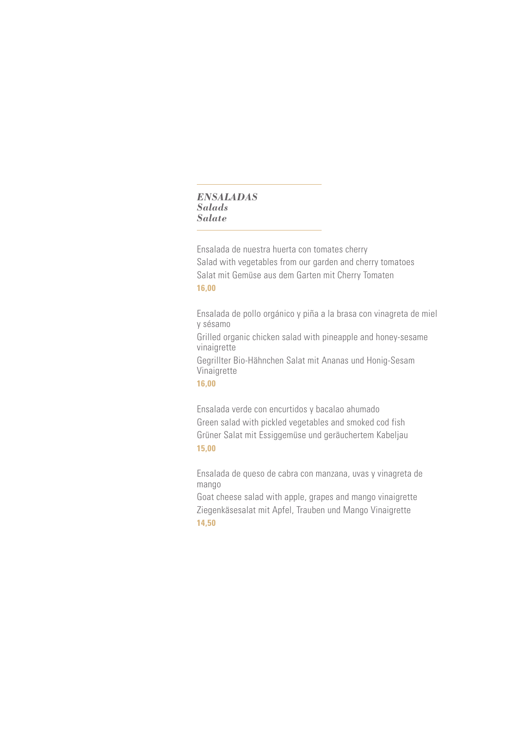## *ENSALADAS*
## *Salads*
## *Salate*

Ensalada de nuestra huerta con tomates cherry
Salad with vegetables from our garden and cherry tomatoes
Salat mit Gemüse aus dem Garten mit Cherry Tomaten
**16,00**

Ensalada de pollo orgánico y piña a la brasa con vinagreta de miel y sésamo
Grilled organic chicken salad with pineapple and honey-sesame vinaigrette
Gegrillter Bio-Hähnchen Salat mit Ananas und Honig-Sesam Vinaigrette
**16,00**

Ensalada verde con encurtidos y bacalao ahumado
Green salad with pickled vegetables and smoked cod fish
Grüner Salat mit Essiggemüse und geräuchertem Kabeljau
**15,00**

Ensalada de queso de cabra con manzana, uvas y vinagreta de mango
Goat cheese salad with apple, grapes and mango vinaigrette
Ziegenkäsesalat mit Apfel, Trauben und Mango Vinaigrette
**14,50**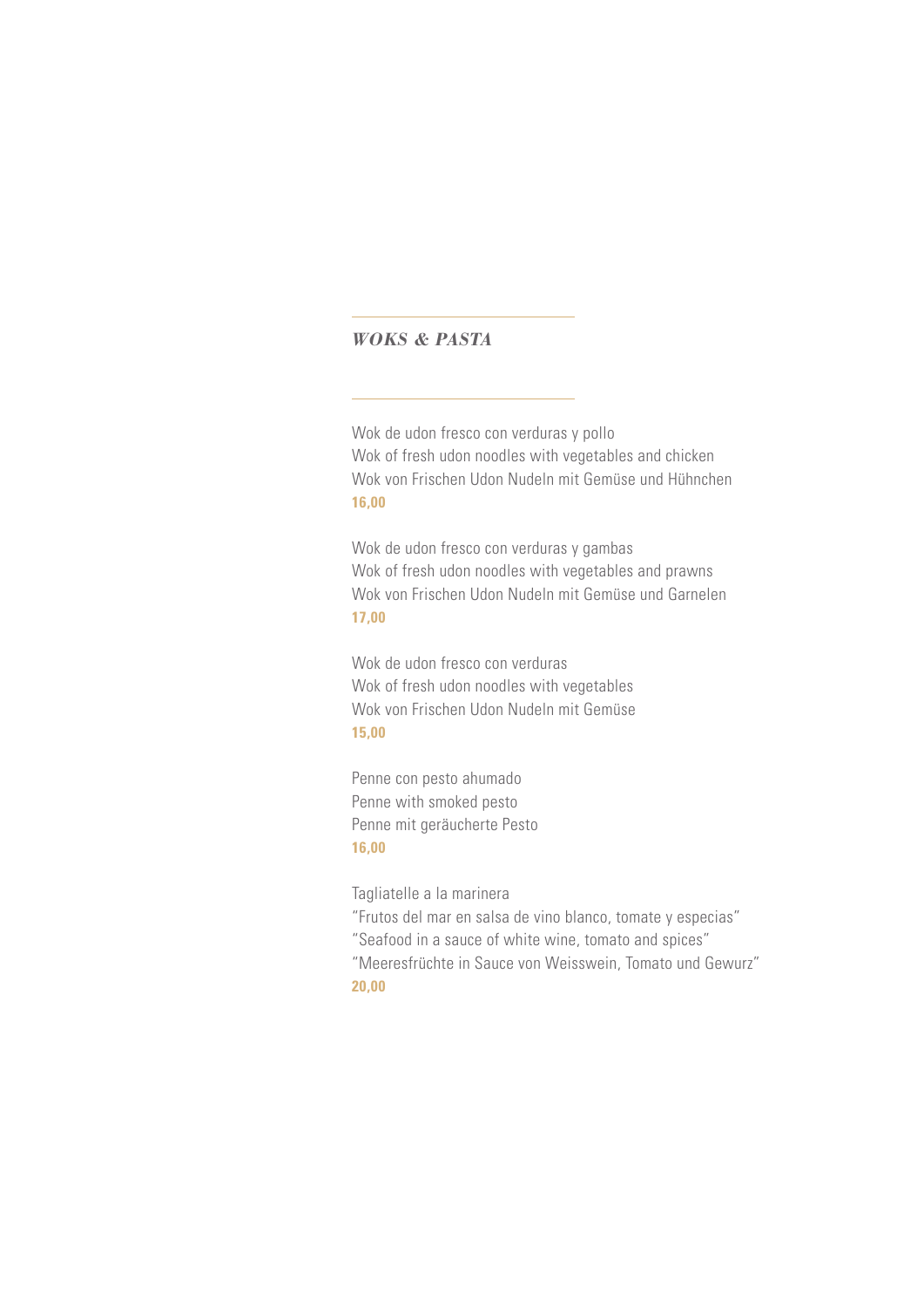## *WOKS & PASTA*

Wok de udon fresco con verduras y pollo
Wok of fresh udon noodles with vegetables and chicken
Wok von Frischen Udon Nudeln mit Gemüse und Hühnchen
**16,00**

Wok de udon fresco con verduras y gambas
Wok of fresh udon noodles with vegetables and prawns
Wok von Frischen Udon Nudeln mit Gemüse und Garnelen
**17,00**

Wok de udon fresco con verduras
Wok of fresh udon noodles with vegetables
Wok von Frischen Udon Nudeln mit Gemüse
**15,00**

Penne con pesto ahumado
Penne with smoked pesto
Penne mit geräucherte Pesto
**16,00**

Tagliatelle a la marinera
"Frutos del mar en salsa de vino blanco, tomate y especias"
"Seafood in a sauce of white wine, tomato and spices"
"Meeresfrüchte in Sauce von Weisswein, Tomato und Gewurz"
**20,00**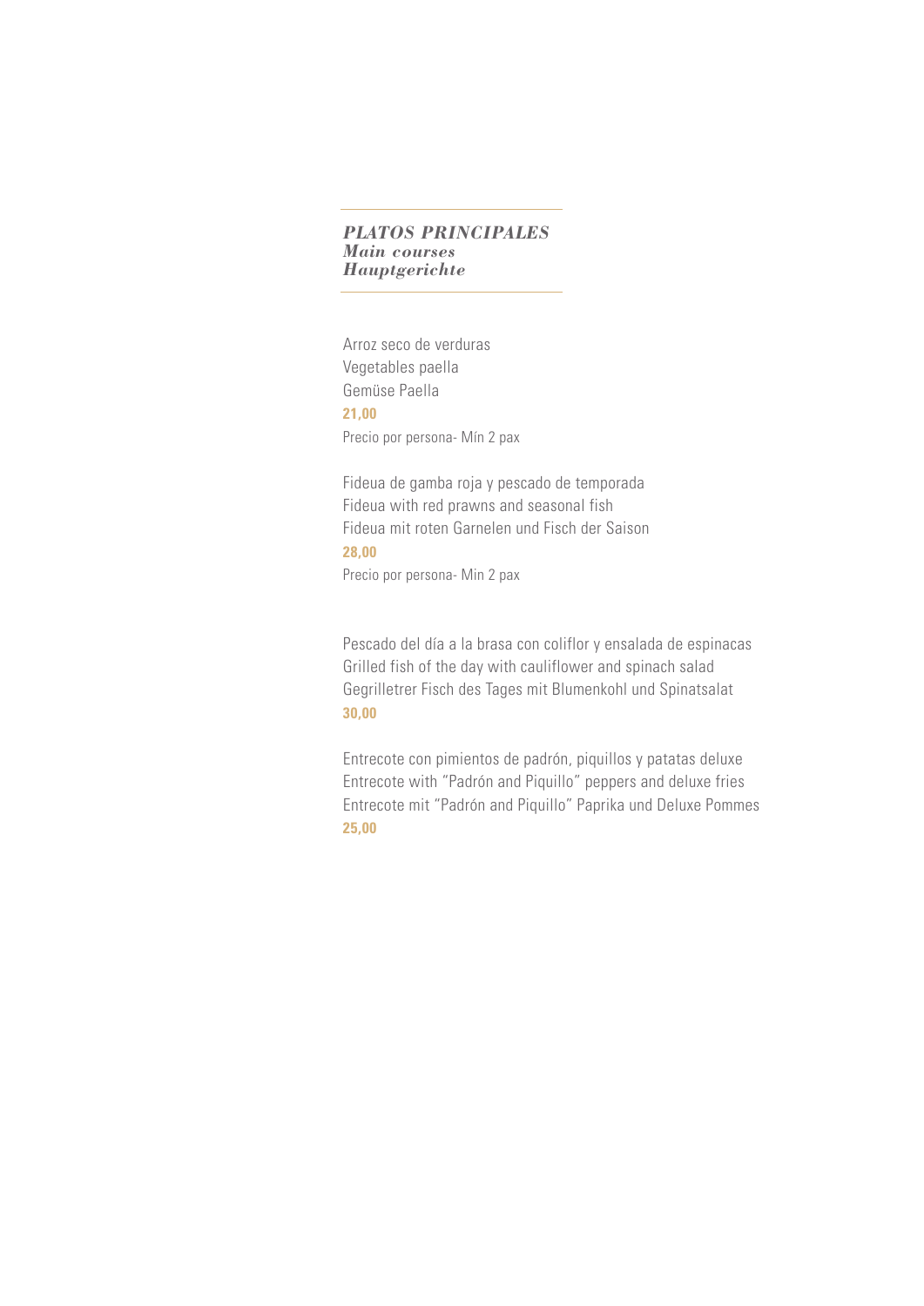## *PLATOS PRINCIPALES*
## *Main courses*
## *Hauptgerichte*

Arroz seco de verduras
Vegetables paella
Gemüse Paella
**21,00**
Precio por persona- Mín 2 pax

Fideua de gamba roja y pescado de temporada
Fideua with red prawns and seasonal fish
Fideua mit roten Garnelen und Fisch der Saison
**28,00**
Precio por persona- Min 2 pax

Pescado del día a la brasa con coliflor y ensalada de espinacas
Grilled fish of the day with cauliflower and spinach salad
Gegrilletrer Fisch des Tages mit Blumenkohl und Spinatsalat
**30,00**

Entrecote con pimientos de padrón, piquillos y patatas deluxe
Entrecote with “Padrón and Piquillo” peppers and deluxe fries
Entrecote mit “Padrón and Piquillo” Paprika und Deluxe Pommes
**25,00**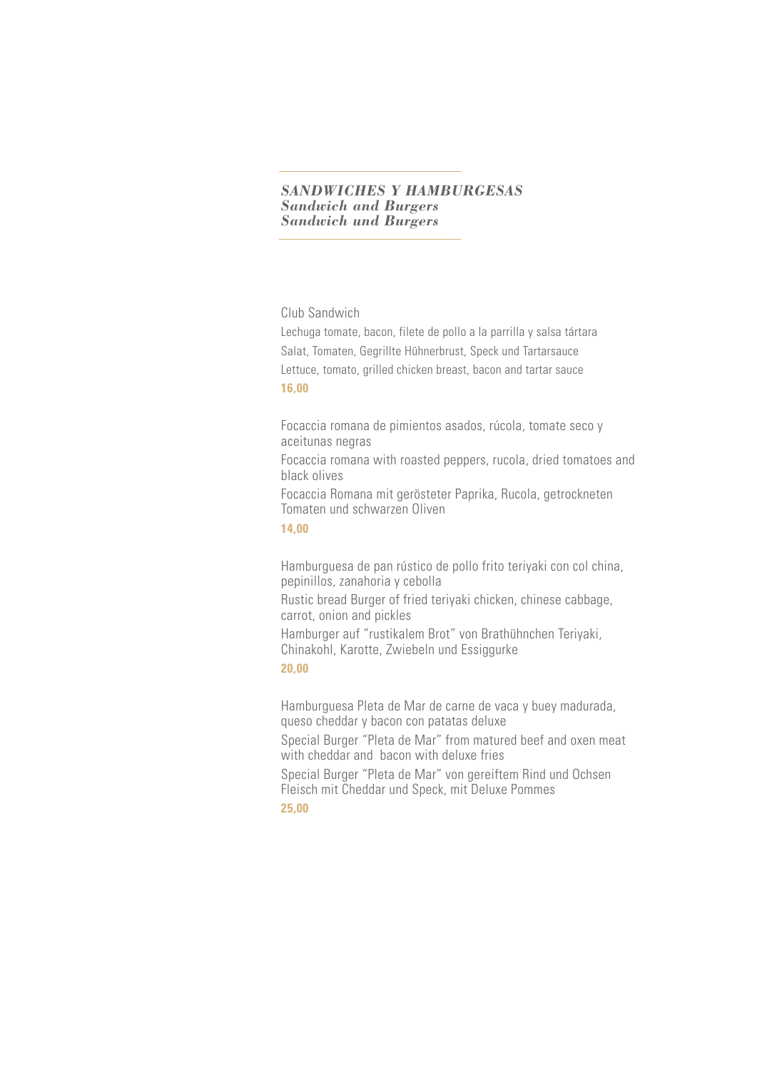## *SANDWICHES Y HAMBURGESAS*
## *Sandwich and Burgers*
## *Sandwich und Burgers*

Club Sandwich

Lechuga tomate, bacon, filete de pollo a la parrilla y salsa tártara

Salat, Tomaten, Gegrillte Hühnerbrust, Speck und Tartarsauce

Lettuce, tomato, grilled chicken breast, bacon and tartar sauce

**16,00**

Focaccia romana de pimientos asados, rúcola, tomate seco y aceitunas negras

Focaccia romana with roasted peppers, rucola, dried tomatoes and black olives

Focaccia Romana mit gerösteter Paprika, Rucola, getrockneten Tomaten und schwarzen Oliven

**14,00**

Hamburguesa de pan rústico de pollo frito teriyaki con col china, pepinillos, zanahoria y cebolla

Rustic bread Burger of fried teriyaki chicken, chinese cabbage, carrot, onion and pickles

Hamburger auf "rustikalem Brot" von Brathühnchen Teriyaki, Chinakohl, Karotte, Zwiebeln und Essiggurke

**20,00**

Hamburguesa Pleta de Mar de carne de vaca y buey madurada, queso cheddar y bacon con patatas deluxe

Special Burger "Pleta de Mar" from matured beef and oxen meat with cheddar and bacon with deluxe fries

Special Burger "Pleta de Mar" von gereiftem Rind und Ochsen Fleisch mit Cheddar und Speck, mit Deluxe Pommes

**25,00**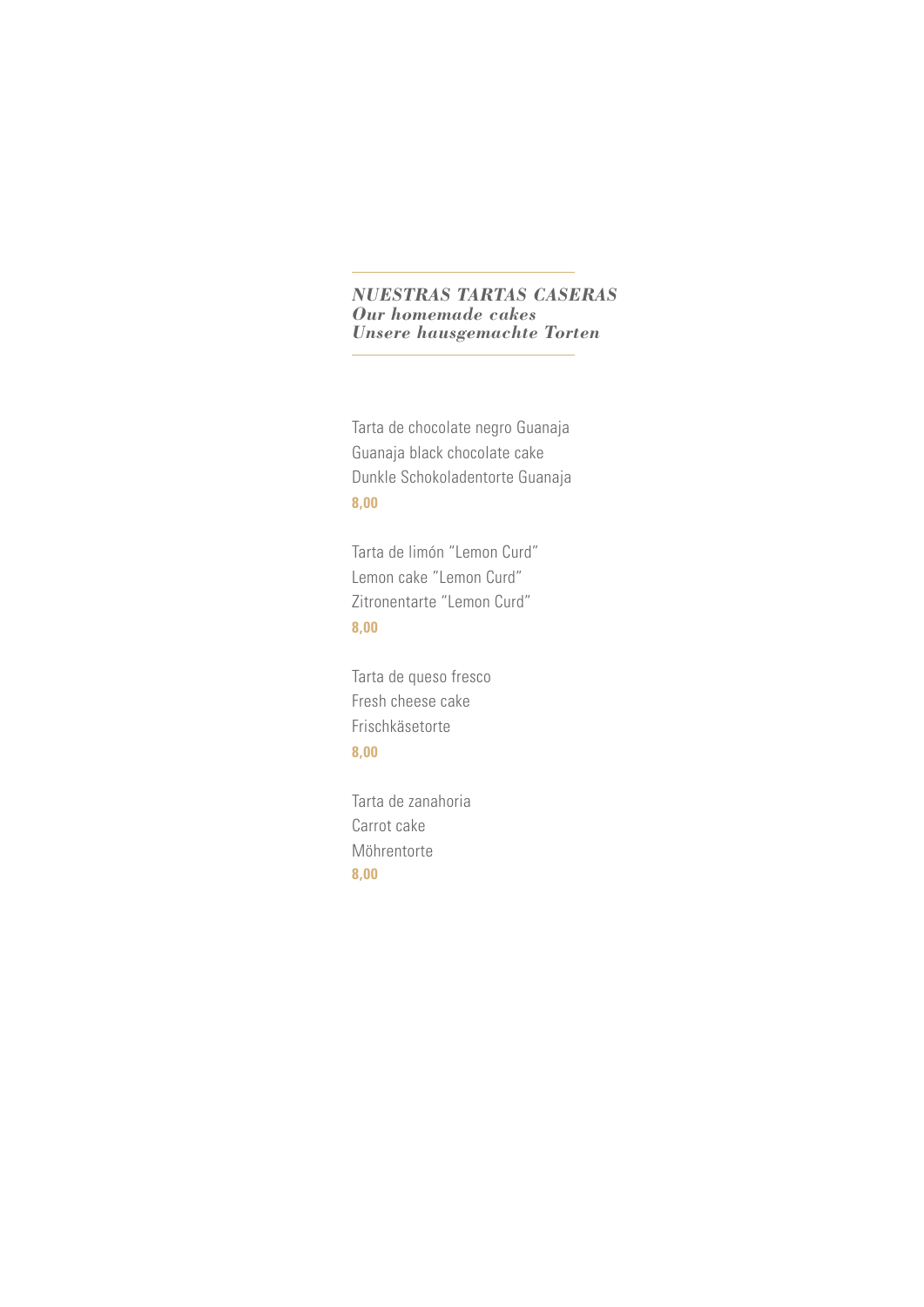## *NUESTRAS TARTAS CASERAS*
## *Our homemade cakes*
## *Unsere hausgemachte Torten*

Tarta de chocolate negro Guanaja
Guanaja black chocolate cake
Dunkle Schokoladentorte Guanaja
**8,00**

Tarta de limón "Lemon Curd"
Lemon cake "Lemon Curd"
Zitronentarte "Lemon Curd"
**8,00**

Tarta de queso fresco
Fresh cheese cake
Frischkäsetorte
**8,00**

Tarta de zanahoria
Carrot cake
Möhrentorte
**8,00**